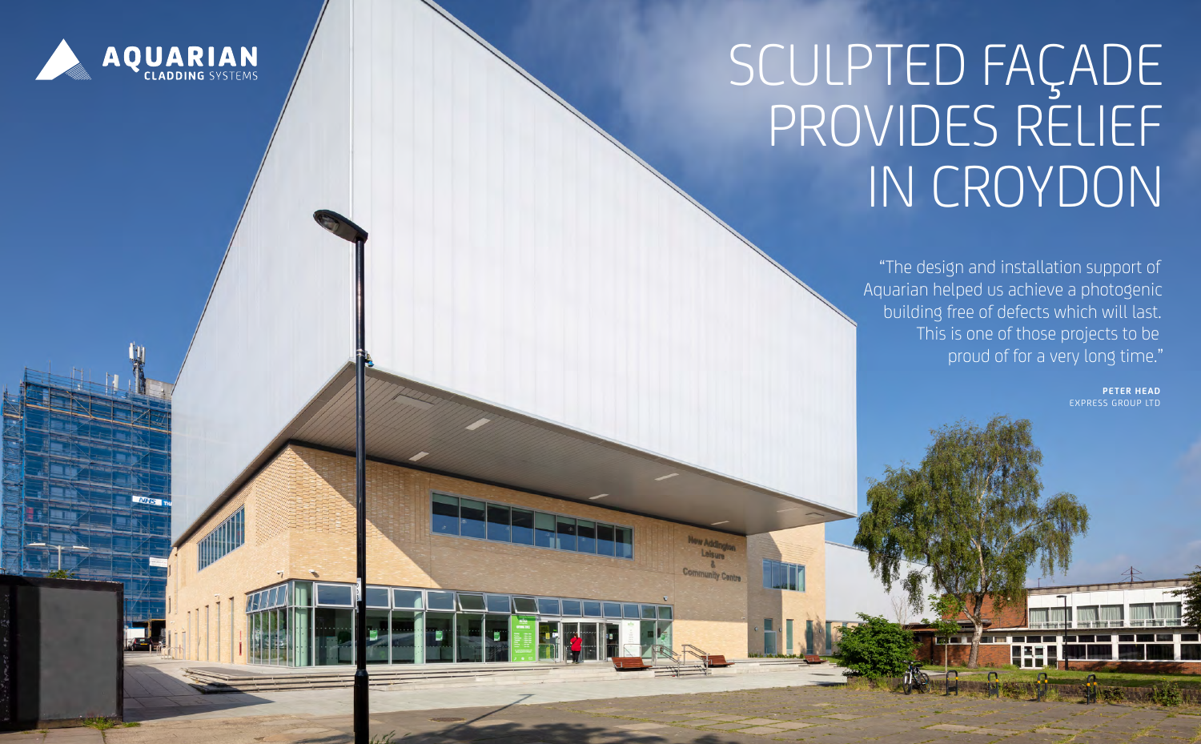AQUARIAN
CLADDING SYSTEMS

# SCULPTED FAÇADE PROVIDES RELIEF IN CROYDON

"The design and installation support of Aquarian helped us achieve a photogenic building free of defects which will last. This is one of those projects to be proud of for a very long time."

**PETER HEAD**
EXPRESS GROUP LTD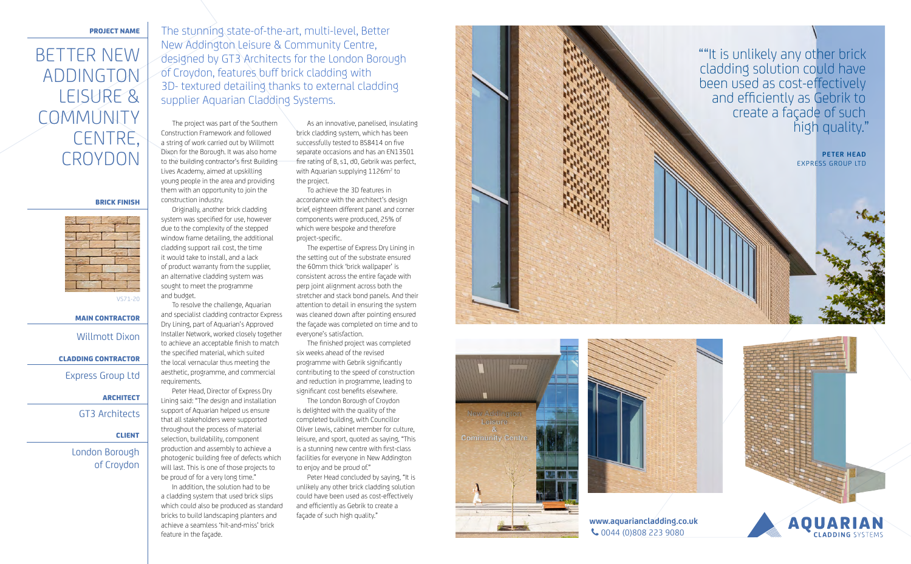**PROJECT NAME**

# BETTER NEW ADDINGTON LEISURE & COMMUNITY CENTRE, CROYDON

**BRICK FINISH**

VS71-20

**MAIN CONTRACTOR**

Willmott Dixon

**CLADDING CONTRACTOR**

Express Group Ltd

**ARCHITECT**

GT3 Architects

**CLIENT**

London Borough of Croydon

The stunning state-of-the-art, multi-level, Better New Addington Leisure & Community Centre, designed by GT3 Architects for the London Borough of Croydon, features buff brick cladding with 3D- textured detailing thanks to external cladding supplier Aquarian Cladding Systems.

The project was part of the Southern Construction Framework and followed a string of work carried out by Willmott Dixon for the Borough. It was also home to the building contractor's first Building Lives Academy, aimed at upskilling young people in the area and providing them with an opportunity to join the construction industry.

Originally, another brick cladding system was specified for use, however due to the complexity of the stepped window frame detailing, the additional cladding support rail cost, the time it would take to install, and a lack of product warranty from the supplier, an alternative cladding system was sought to meet the programme and budget.

To resolve the challenge, Aquarian and specialist cladding contractor Express Dry Lining, part of Aquarian's Approved Installer Network, worked closely together to achieve an acceptable finish to match the specified material, which suited the local vernacular thus meeting the aesthetic, programme, and commercial requirements.

Peter Head, Director of Express Dry Lining said: "The design and installation support of Aquarian helped us ensure that all stakeholders were supported throughout the process of material selection, buildability, component production and assembly to achieve a photogenic building free of defects which will last. This is one of those projects to be proud of for a very long time."

In addition, the solution had to be a cladding system that used brick slips which could also be produced as standard bricks to build landscaping planters and achieve a seamless 'hit-and-miss' brick feature in the façade.

As an innovative, panelised, insulating brick cladding system, which has been successfully tested to BS8414 on five separate occasions and has an EN13501 fire rating of B, s1, d0, Gebrik was perfect, with Aquarian supplying 1126m² to the project.

To achieve the 3D features in accordance with the architect's design brief, eighteen different panel and corner components were produced, 25% of which were bespoke and therefore project-specific.

The expertise of Express Dry Lining in the setting out of the substrate ensured the 60mm thick 'brick wallpaper' is consistent across the entire façade with perp joint alignment across both the stretcher and stack bond panels. And their attention to detail in ensuring the system was cleaned down after pointing ensured the façade was completed on time and to everyone's satisfaction.

The finished project was completed six weeks ahead of the revised programme with Gebrik significantly contributing to the speed of construction and reduction in programme, leading to significant cost benefits elsewhere.

The London Borough of Croydon is delighted with the quality of the completed building, with Councillor Oliver Lewis, cabinet member for culture, leisure, and sport, quoted as saying, "This is a stunning new centre with first-class facilities for everyone in New Addington to enjoy and be proud of."

Peter Head concluded by saying, "It is unlikely any other brick cladding solution could have been used as cost-effectively and efficiently as Gebrik to create a façade of such high quality."

""It is unlikely any other brick cladding solution could have been used as cost-effectively and efficiently as Gebrik to create a façade of such high quality."

**PETER HEAD**
EXPRESS GROUP LTD

**www.aquariancladding.co.uk**
0044 (0)808 223 9080

AQUARIAN CLADDING SYSTEMS